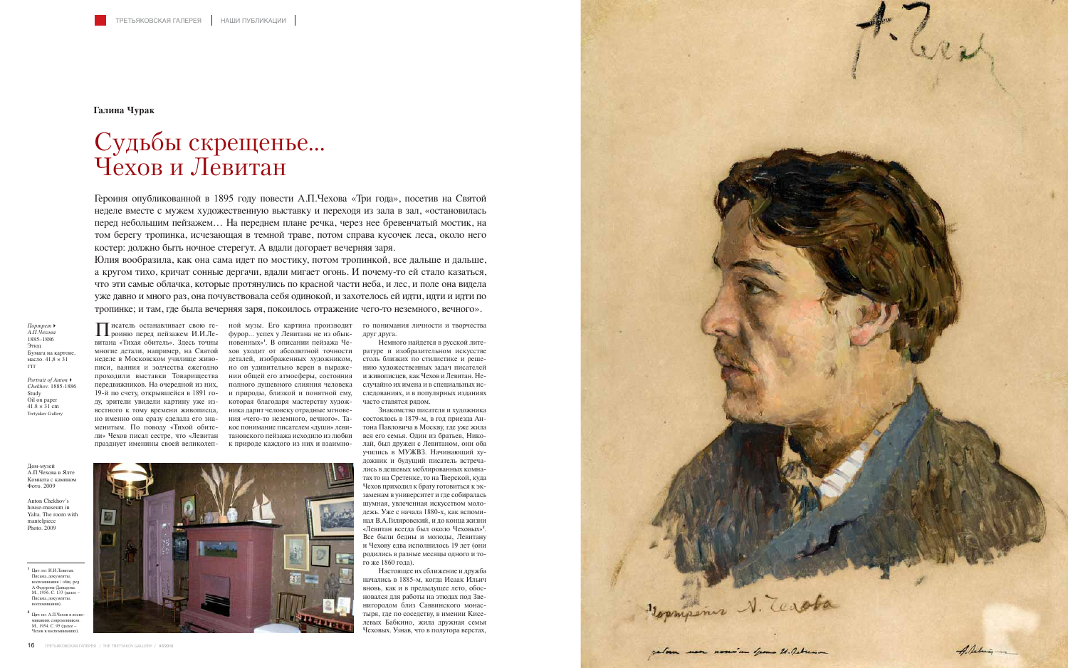**Галина Чурак**

# Судьбы скрещенье… Чехов и Левитан

Героиня опубликованной в 1895 году повести А.П.Чехова «Три года», посетив на Святой неделе вместе с мужем художественную выставку и переходя из зала в зал, «остановилась перед небольшим пейзажем… На переднем плане речка, через нее бревенчатый мостик, на том берегу тропинка, исчезающая в темной траве, потом справа кусочек леса, около него костер: должно быть ночное стерегут. А вдали догорает вечерняя заря.

Юлия вообразила, как она сама идет по мостику, потом тропинкой, все дальше и дальше, а кругом тихо, кричат сонные дергачи, вдали мигает огонь. И почему-то ей стало казаться, что эти самые облачка, которые протянулись по красной части неба, и лес, и поле она видела уже давно и много раз, она почувствовала себя одинокой, и захотелось ей идти, идти и идти по тропинке; и там, где была вечерняя заря, покоилось отражение чего-то неземного, вечного».

*Портрет А.П.Чехова*
1885–1886
Этюд
Бумага на картоне, масло. 41,8 × 31
ГТГ

*Portrait of Anton Chekhov*. 1885-1886
Study
Oil on paper
41.8 × 31 cm
Tretyakov Gallery

Писатель останавливает свою героиню перед пейзажем И.И.Левитана «Тихая обитель». Здесь точны многие детали, например, на Святой неделе в Московском училище живописи, ваяния и зодчества ежегодно проходили выставки Товарищества передвижников. На очередной из них, 19-й по счету, открывшейся в 1891 году, зрители увидели картину уже известного к тому времени живописца, но именно она сразу сделала его знаменитым. По поводу «Тихой обители» Чехов писал сестре, что «Левитан празднует именины своей великолепной музы. Его картина производит фурор… успех у Левитана не из обыкновенных»[1]. В описании пейзажа Чехов уходит от абсолютной точности деталей, изображенных художником, но он удивительно верен в выражении общей его атмосферы, состояния полного душевного слияния человека и природы, близкой и понятной ему, которая благодаря мастерству художника дарит человеку отрадные мгновения «чего-то неземного, вечного». Такое понимание писателем «души» левитановского пейзажа исходило из любви к природе каждого из них и взаимного понимания личности и творчества друг друга.

Дом-музей А.П.Чехова в Ялте
Комната с камином
Фото. 2009

Anton Chekhov's house-museum in Yalta. The room with mantelpiece
Photo. 2009

Немного найдется в русской литературе и изобразительном искусстве столь близких по стилистике и решению художественных задач писателей и живописцев, как Чехов и Левитан. Неслучайно их имена и в специальных исследованиях, и в популярных изданиях часто ставятся рядом.

Знакомство писателя и художника состоялось в 1879-м, в год приезда Антона Павловича в Москву, где уже жила вся его семья. Один из братьев, Николай, был дружен с Левитаном, они оба учились в МУЖВЗ. Начинающий художник и будущий писатель встречались в дешевых меблированных комнатах то на Сретенке, то на Тверской, куда Чехов приходил к брату готовиться к экзаменам в университет и где собиралась шумная, увлеченная искусством молодежь. Уже с начала 1880-х, как вспоминал В.А.Гиляровский, и до конца жизни «Левитан всегда был около Чеховых»[2]. Все были бедны и молоды, Левитану и Чехову едва исполнилось 19 лет (они родились в разные месяцы одного и того же 1860 года).

Настоящее их сближение и дружба начались в 1885-м, когда Исаак Ильич вновь, как и в предыдущее лето, обосновался для работы на этюдах под Звенигородом близ Саввинского монастыря, где по соседству, в имении Киселевых Бабкино, жила дружная семья Чеховых. Узнав, что в полутора верстах,

[1] Цит. по: И.И.Левитан. Письма, документы, воспоминания / общ. ред. А.Федорова-Давыдова. М., 1956. С. 133 (далее – Письма, документы, воспоминания).

[2] Цит. по: А.П.Чехов в воспоминаниях современников. М., 1954. С. 95 (далее – Чехов в воспоминаниях).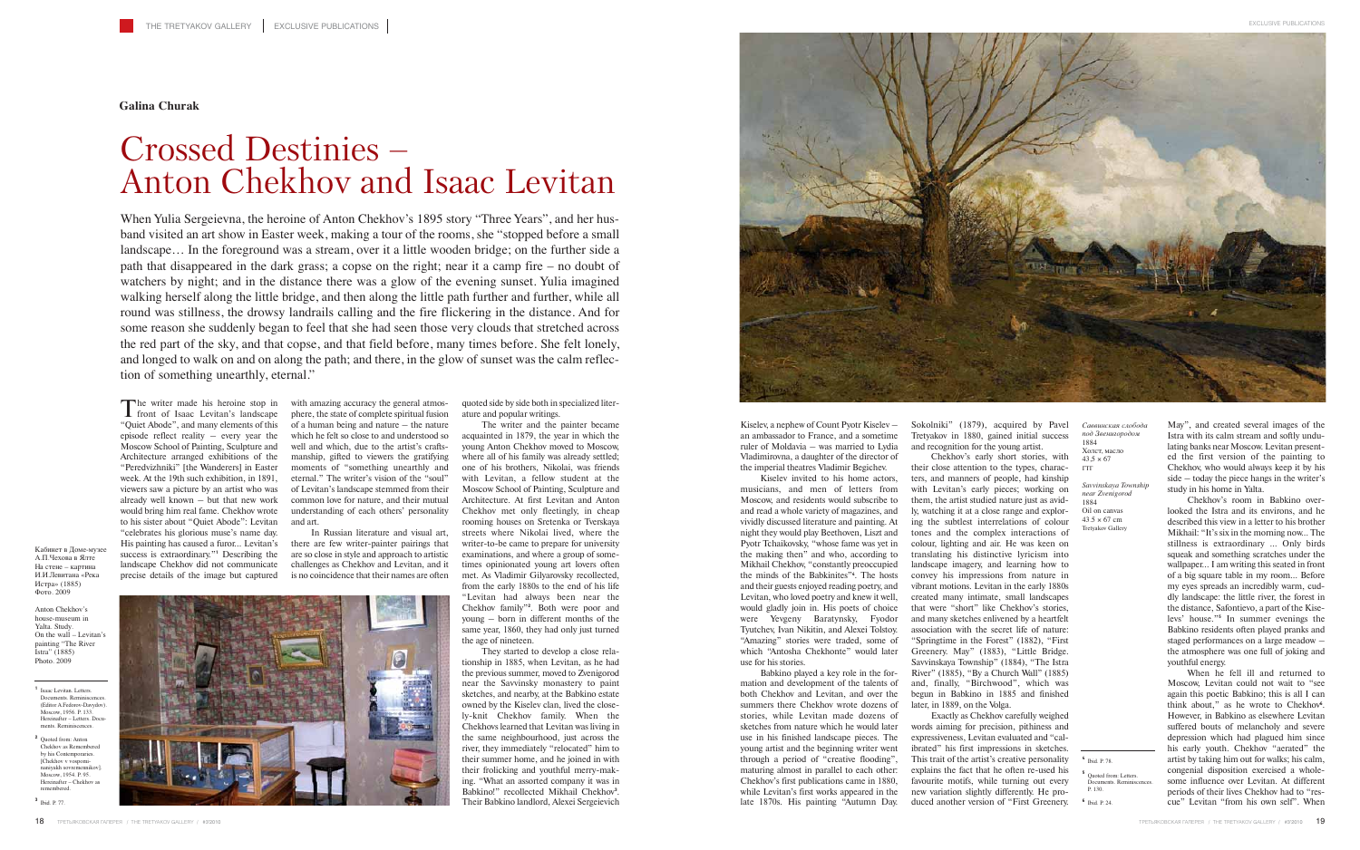**Galina Churak**

# Crossed Destinies – Anton Chekhov and Isaac Levitan

When Yulia Sergeievna, the heroine of Anton Chekhov's 1895 story "Three Years", and her husband visited an art show in Easter week, making a tour of the rooms, she "stopped before a small landscape… In the foreground was a stream, over it a little wooden bridge; on the further side a path that disappeared in the dark grass; a copse on the right; near it a camp fire – no doubt of watchers by night; and in the distance there was a glow of the evening sunset. Yulia imagined walking herself along the little bridge, and then along the little path further and further, while all round was stillness, the drowsy landrails calling and the fire flickering in the distance. And for some reason she suddenly began to feel that she had seen those very clouds that stretched across the red part of the sky, and that copse, and that field before, many times before. She felt lonely, and longed to walk on and on along the path; and there, in the glow of sunset was the calm reflection of something unearthly, eternal."

The writer made his heroine stop in front of Isaac Levitan's landscape "Quiet Abode", and many elements of this episode reflect reality – every year the Moscow School of Painting, Sculpture and Architecture arranged exhibitions of the "Peredvizhniki" [the Wanderers] in Easter week. At the 19th such exhibition, in 1891, viewers saw a picture by an artist who was already well known – but that new work would bring him real fame. Chekhov wrote to his sister about "Quiet Abode": Levitan "celebrates his glorious muse's name day. His painting has caused a furor... Levitan's success is extraordinary."[1] Describing the landscape Chekhov did not communicate precise details of the image but captured with amazing accuracy the general atmosphere, the state of complete spiritual fusion of a human being and nature – the nature which he felt so close to and understood so well and which, due to the artist's craftsmanship, gifted to viewers the gratifying moments of "something unearthly and eternal." The writer's vision of the "soul" of Levitan's landscape stemmed from their common love for nature, and their mutual understanding of each others' personality and art.

In Russian literature and visual art, there are few writer-painter pairings that are so close in style and approach to artistic challenges as Chekhov and Levitan, and it is no coincidence that their names are often quoted side by side both in specialized literature and popular writings.

The writer and the painter became acquainted in 1879, the year in which the young Anton Chekhov moved to Moscow, where all of his family was already settled; one of his brothers, Nikolai, was friends with Levitan, a fellow student at the Moscow School of Painting, Sculpture and Architecture. At first Levitan and Anton Chekhov met only fleetingly, in cheap rooming houses on Sretenka or Tverskaya streets where Nikolai lived, where the writer-to-be came to prepare for university examinations, and where a group of sometimes opinionated young art lovers often met. As Vladimir Gilyarovsky recollected, from the early 1880s to the end of his life "Levitan had always been near the Chekhov family"[2]. Both were poor and young – born in different months of the same year, 1860, they had only just turned the age of nineteen.

They started to develop a close relationship in 1885, when Levitan, as he had the previous summer, moved to Zvenigorod near the Savvinsky monastery to paint sketches, and nearby, at the Babkino estate owned by the Kiselev clan, lived the closely-knit Chekhov family. When the Chekhovs learned that Levitan was living in the same neighbourhood, just across the river, they immediately "relocated" him to their summer home, and he joined in with their frolicking and youthful merry-making. "What an assorted company it was in Babkino!" recollected Mikhail Chekhov[3]. Their Babkino landlord, Alexei Sergeievich Kiselev, a nephew of Count Pyotr Kiselev – an ambassador to France, and a sometime ruler of Moldavia – was married to Lydia Vladimirovna, a daughter of the director of the imperial theatres Vladimir Begichev.

Kiselev invited to his home actors, musicians, and men of letters from Moscow, and residents would subscribe to and read a whole variety of magazines, and vividly discussed literature and painting. At night they would play Beethoven, Liszt and Pyotr Tchaikovsky, "whose fame was yet in the making then" and who, according to Mikhail Chekhov, "constantly preoccupied the minds of the Babkinites"[4]. The hosts and their guests enjoyed reading poetry, and Levitan, who loved poetry and knew it well, would gladly join in. His poets of choice were Yevgeny Baratynsky, Fyodor Tyutchev, Ivan Nikitin, and Alexei Tolstoy. "Amazing" stories were traded, some of which "Antosha Chekhonte" would later use for his stories.

Babkino played a key role in the formation and development of the talents of both Chekhov and Levitan, and over the summers there Chekhov wrote dozens of stories, while Levitan made dozens of sketches from nature which he would later use in his finished landscape pieces. The young artist and the beginning writer went through a period of "creative flooding", maturing almost in parallel to each other: Chekhov's first publications came in 1880, while Levitan's first works appeared in the late 1870s. His painting "Autumn Day. Sokolniki" (1879), acquired by Pavel Tretyakov in 1880, gained initial success and recognition for the young artist.

Chekhov's early short stories, with their close attention to the types, characters, and manners of people, had kinship with Levitan's early pieces; working on them, the artist studied nature just as avidly, watching it at a close range and exploring the subtlest interrelations of colour tones and the complex interactions of colour, lighting and air. He was keen on translating his distinctive lyricism into landscape imagery, and learning how to convey his impressions from nature in vibrant motions. Levitan in the early 1880s created many intimate, small landscapes that were "short" like Chekhov's stories, and many sketches enlivened by a heartfelt association with the secret life of nature: "Springtime in the Forest" (1882), "First Greenery. May" (1883), "Little Bridge. Savvinskaya Township" (1884), "The Istra River" (1885), "By a Church Wall" (1885) and, finally, "Birchwood", which was begun in Babkino in 1885 and finished later, in 1889, on the Volga.

Exactly as Chekhov carefully weighed words aiming for precision, pithiness and expressiveness, Levitan evaluated and "calibrated" his first impressions in sketches. This trait of the artist's creative personality explains the fact that he often re-used his favourite motifs, while turning out every new variation slightly differently. He produced another version of "First Greenery. May", and created several images of the Istra with its calm stream and softly undulating banks near Moscow. Levitan presented the first version of the painting to Chekhov, who would always keep it by his side – today the piece hangs in the writer's study in his home in Yalta.

Chekhov's room in Babkino overlooked the Istra and its environs, and he described this view in a letter to his brother Mikhail: "It's six in the morning now... The stillness is extraordinary ... Only birds squeak and something scratches under the wallpaper... I am writing this seated in front of a big square table in my room... Before my eyes spreads an incredibly warm, cuddly landscape: the little river, the forest in the distance, Safontievo, a part of the Kiselevs' house."[5] In summer evenings the Babkino residents often played pranks and staged performances on a large meadow – the atmosphere was one full of joking and youthful energy.

When he fell ill and returned to Moscow, Levitan could not wait to "see again this poetic Babkino; this is all I can think about," as he wrote to Chekhov[6]. However, in Babkino as elsewhere Levitan suffered bouts of melancholy and severe depression which had plagued him since his early youth. Chekhov "aerated" the artist by taking him out for walks; his calm, congenial disposition exercised a wholesome influence over Levitan. At different periods of their lives Chekhov had to "rescue" Levitan "from his own self". When

Кабинет в Доме-музее А.П.Чехова в Ялте
На стене – картина И.И.Левитана «Река Истра» (1885)
Фото. 2009

Anton Chekhov's house-museum in Yalta. Study.
On the wall – Levitan's painting "The River Istra" (1885)
Photo. 2009

*Саввинская слобода под Звенигородом*
1884
Холст, масло
43,5 × 67
ГТГ

*Savvinskaya Township near Zvenigorod*
1884
Oil on canvas
43.5 × 67 cm
Tretyakov Gallery

[1] Isaac Levitan. Letters. Documents. Reminiscences. (Editor A.Fedorov-Davydov). Moscow, 1956. P. 133. Hereinafter – Letters. Documents. Reminiscences.

[2] Quoted from: Anton Chekhov as Remembered by his Contemporaries. [Chekhov v vospominaniyakh sovremennikov]. Moscow, 1954. P. 95. Hereinafter – Chekhov as remembered.

[3] Ibid. P. 77.

[4] Ibid. P. 78.

[5] Quoted from: Letters. Documents. Reminiscences. P. 130.

[6] Ibid. P. 24.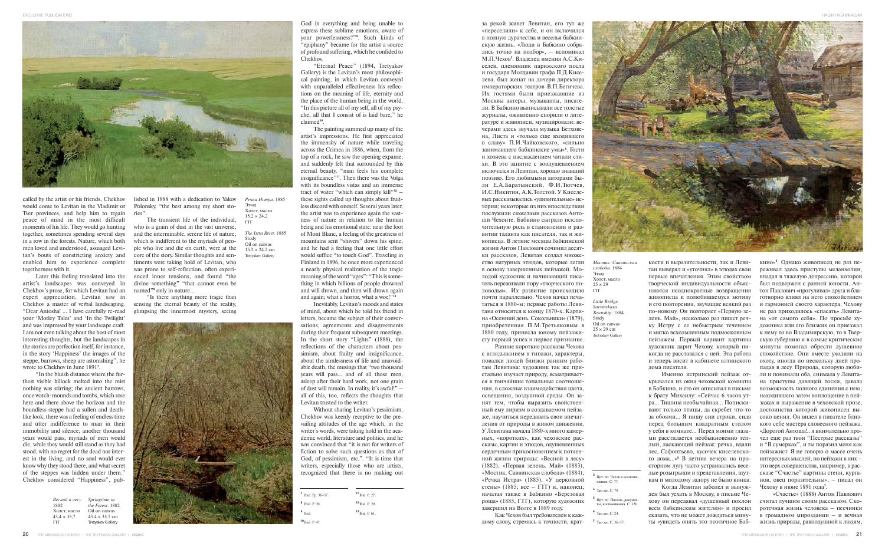called by the artist or his friends, Chekhov would come to Levitan in the Vladimir or Tver provinces, and help him to regain peace of mind in the most difficult moments of his life. They would go hunting together, sometimes spending several days in a row in the forests. Nature, which both men loved and understood, assuaged Levitan's bouts of constricting anxiety and enabled him to experience complete togetherness with it.

Later this feeling translated into the artist's landscapes was conveyed in Chekhov's prose, for which Levitan had an expert appreciation. Levitan saw in Chekhov a master of verbal landscaping. "Dear Antosha! ... I have carefully re-read your 'Motley Tales' and 'In the Twilight' and was impressed by your landscape craft. I am not even talking about the host of most interesting thoughts, but the landscapes in the stories are perfection itself, for instance, in the story 'Happiness' the images of the steppe, barrows, sheep are astonishing", he wrote to Chekhov in June 1891[3].

"In the bluish distance where the furthest visible hillock melted into the mist nothing was stirring; the ancient barrows, once watch-mounds and tombs, which rose here and there above the horizon and the boundless steppe had a sullen and deathlike look; there was a feeling of endless time and utter indifference to man in their immobility and silence; another thousand years would pass, myriads of men would die, while they would still stand as they had stood, with no regret for the dead nor interest in the living, and no soul would ever know why they stood there, and what secret of the steppes was hidden under them." Chekhov considered "Happiness", published in 1888 with a dedication to Yakov Polonsky, "the best among my short stories".

The transient life of the individual, who is a grain of dust in the vast universe, and the interminable, serene life of nature, which is indifferent to the myriads of people who live and die on earth, were at the core of the story. Similar thoughts and sentiments were taking hold of Levitan, who was prone to self-reflection, often experienced inner tensions, and found "the divine something" "that cannot even be named"[8] only in nature...

"Is there anything more tragic than sensing the eternal beauty of the reality, glimpsing the innermost mystery, seeing God in everything and being unable to express these sublime emotions, aware of your powerlessness?"[9]. Such kinds of "epiphany" became for the artist a source of profound suffering, which he confided to Chekhov.

"Eternal Peace" (1894, Tretyakov Gallery) is the Levitan's most philosophical painting, in which Levitan conveyed with unparalleled effectiveness his reflections on the meaning of life, eternity and the place of the human being in the world. "In this picture all of my self, all of my psyche, all that I consist of is laid bare," he claimed[10].

The painting summed up many of the artist's impressions. He first appreciated the immensity of nature while traveling across the Crimea in 1886, when, from the top of a rock, he saw the opening expanse, and suddenly felt that surrounded by this eternal beauty, "man feels his complete insignificance"[11]. Then there was the Volga with its boundless vistas and an immense tract of water "which can simply kill"[12] – these sights called up thoughts about fruitless discord with oneself. Several years later, the artist was to experience again the vastness of nature in relation to the human being and his emotional state: near the foot of Mont Blanc, a feeling of the greatness of mountains sent "shivers" down his spine, and he had a feeling that one little effort would suffice "to touch God". Traveling in Finland in 1896, he once more experienced a nearly physical realization of the tragic meaning of the word "ages": "This is something in which billions of people drowned and will drown, and then will drown again and again; what a horror, what a woe!"[13]

Inevitably, Levitan's moods and states of mind, about which he told his friend in letters, became the subject of their conversations, agreements and disagreements during their frequent subsequent meetings. In the short story "Lights" (1888), the reflections of the characters about pessimism, about frailty and insignificance, about the aimlessness of life and unavoidable death, the musings that "two thousand years will pass... and of all those men, asleep after their hard work, not one grain of dust will remain. In reality, it's awful!" – all of this, too, reflects the thoughts that Levitan trusted to the writer.

Without sharing Levitan's pessimism, Chekhov was keenly receptive to the prevailing attitudes of the age which, in the writer's words, were taking hold in the academic world, literature and politics, and he was convinced that "it is not for writers of fiction to solve such questions as that of God, of pessimism, etc.". "It is time that writers, especially those who are artists, recognized that there is no making out

*Речка Истра*. 1885
Этюд
Холст, масло
15,2 × 24,2
ГТГ

*The Istra River*. 1885
Study
Oil on canvas
15.2 × 24.2 cm
Tretyakov Gallery

*Весной в лесу*
1882
Холст, масло
43,4 × 35,7
ГТГ

*Springtime in the Forest*. 1882
Oil on canvas
43.4 × 35.7 cm
Tretyakov Gallery

[7] Ibid. Pp. 36–37.

[8] Ibid. P. 30.

[9] Ibid.

[10] Ibid. P. 47.

[11] Ibid. P. 27.

[12] Ibid. P. 29.

[13] Ibid. P. 61.

за рекой живет Левитан, его тут же «переселили» к себе, и он включился в полную дурачества и веселья бабкинскую жизнь. «Люди в Бабкино собрались точно на подбор», – вспоминал М.П.Чехов[3]. Владелец имения А.С.Киселев, племянник парижского посла и государя Молдавии графа П.Д.Киселева, был женат на дочери директора императорских театров В.П.Бегичева. Их гостями были приезжавшие из Москвы актеры, музыканты, писатели. В Бабкино выписывали все толстые журналы, оживленно спорили о литературе и живописи, музицировали: вечерами здесь звучала музыка Бетховена, Листа и «только еще входившего в славу» П.И.Чайковского, «сильно занимавшего бабкинские умы»[4]. Гости и хозяева с наслаждением читали стихи. В это занятие с воодушевлением включался и Левитан, хорошо знавший поэзию. Его любимыми авторами были Е.А.Баратынский, Ф.И.Тютчев, И.С.Никитин, А.К.Толстой. У Киселевых рассказывались «удивительные» истории; некоторые из них впоследствии послужили сюжетами рассказов Антоши Чехонте. Бабкино сыграло исключительную роль в становлении и развитии таланта как писателя, так и живописца. В летние месяцы бабкинской жизни Антон Павлович сочинил десятки рассказов, Левитан создал множество натурных этюдов, которые легли в основу завершенных пейзажей. Молодой художник и начинающий писатель переживали пору «творческого половодья». Их развитие происходило почти параллельно. Чехов начал печататься в 1880-х; первые работы Левитана относятся к концу 1870-х. Картина «Осенний день. Сокольники» (1879), приобретенная П.М.Третьяковым в 1880 году, принесла юному пейзажисту первый успех и первое признание.

Ранние короткие рассказы Чехова с вглядыванием в типажи, характеры, повадки людей близки ранним работам Левитана: художник так же пристально изучает природу, всматривается в тончайшие тональные соотношения, в сложные взаимодействия цвета, освещения, воздушной среды. Он занят тем, чтобы выразить свойственный ему лиризм в создаваемом пейзаже, научиться передавать свои впечатления от природы в живом движении. У Левитана начала 1880-х много камерных, «коротких», как чеховские рассказы, картин и этюдов, одушевленных сердечным прикосновением к потаенной жизни природы: «Весной в лесу» (1882), «Первая зелень. Май» (1883), «Мостик. Саввинская слобода» (1884), «Речка Истра» (1885), «У церковной стены» (1885; все – ГТГ) и, наконец, начатая также в Бабкино «Березовая роща» (1885, ГТГ), которую художник завершил на Волге в 1889 году.

Как Чехов был требователен к каждому слову, стремясь к точности, краткости и выразительности, так и Левитан выверял и «уточнял» в этюдах свои первые впечатления. Этим свойством творческой индивидуальности объясняются неоднократные возвращения живописца к полюбившемуся мотиву и его повторения, звучащие всякий раз по-новому. Он повторяет «Первую зелень. Май», несколько раз пишет речку Истру с ее небыстрым течением и мягко всхолмленным подмосковным пейзажем. Первый вариант картины художник дарит Чехову, который никогда не расставался с ней. Эта работа и теперь висит в кабинете ялтинского дома писателя.

Именно истринский пейзаж открывался из окна чеховской комнаты в Бабкино, и его он описывал в письме к брату Михаилу: «Сейчас 6 часов утра... Тишина необычайная... Попискивают только птицы, да скребет что-то за обоями... Я пишу сии строки, сидя перед большим квадратным столом у себя в комнате... Перед моими глазами расстилается необыкновенно теплый, ласкающий пейзаж: речка, вдали лес, Сафонтьево, кусочек киселевского дома...»[5] В летние вечера на просторном лугу часто устраивались веселые розыгрыши и представления, шуткам и молодому задору не было конца.

Когда Левитан заболел и вынужден был уехать в Москву, в письме Чехову он передавал «душевный поклон всем бабкинским жителям» и просил сказать, что не может дождаться минуты «увидеть опять это поэтичное Бабкино»[6]. Однако живописец не раз переживал здесь приступы меланхолии, впадал в тяжелую депрессию, которой был подвержен с ранней юности. Антон Павлович «прогуливал» друга и благотворно влиял на него спокойствием и гармонией своего характера. Чехову не раз приходилось «спасать» Левитана «от самого себя». По просьбе художника или его близких он приезжал к нему то во Владимирскую, то в Тверскую губернию и в самые критические минуты помогал обрести душевное спокойствие. Они вместе уходили на охоту, иногда по нескольку дней пропадая в лесу. Природа, которую любили и понимали оба, снимала у Левитана приступы давящей тоски, давала возможность полного единения с нею, находившего затем воплощение в пейзажах и выражение в чеховской прозе, достоинства которой живописец высоко ценил. Он видел в писателе близкого себе мастера словесного пейзажа. «Дорогой Антоша!.. я внимательно прочел еще раз твои "Пестрые рассказы" и "В сумерках", и ты поразил меня как пейзажист. Я не говорю о массе очень интересных мыслей, но пейзажи в них – это верх совершенства, например, в рассказе "Счастье" картины степи, курганов, овец поразительны», – писал он Чехову в июне 1891 года[7].

«Счастье» (1888) Антон Павлович считал лучшим своим рассказом. Скоротечная жизнь человека – песчинки в громадном мироздании – и вечная жизнь природы, равнодушной к людям,

*Мостик. Саввинская слобода*. 1884
Этюд
Холст, масло
25 × 29
ГТГ

*Little Bridge. Savvinskaya Township*. 1884
Study
Oil on canvas
25 × 29 cm
Tretyakov Gallery

[3] Цит. по: Чехов в воспоминаниях. С. 77.

[4] Там же. С. 78.

[5] Цит. по: Письма, документы, воспоминания. С. 130.

[6] Там же. С. 24.

[7] Там же. С. 36–37.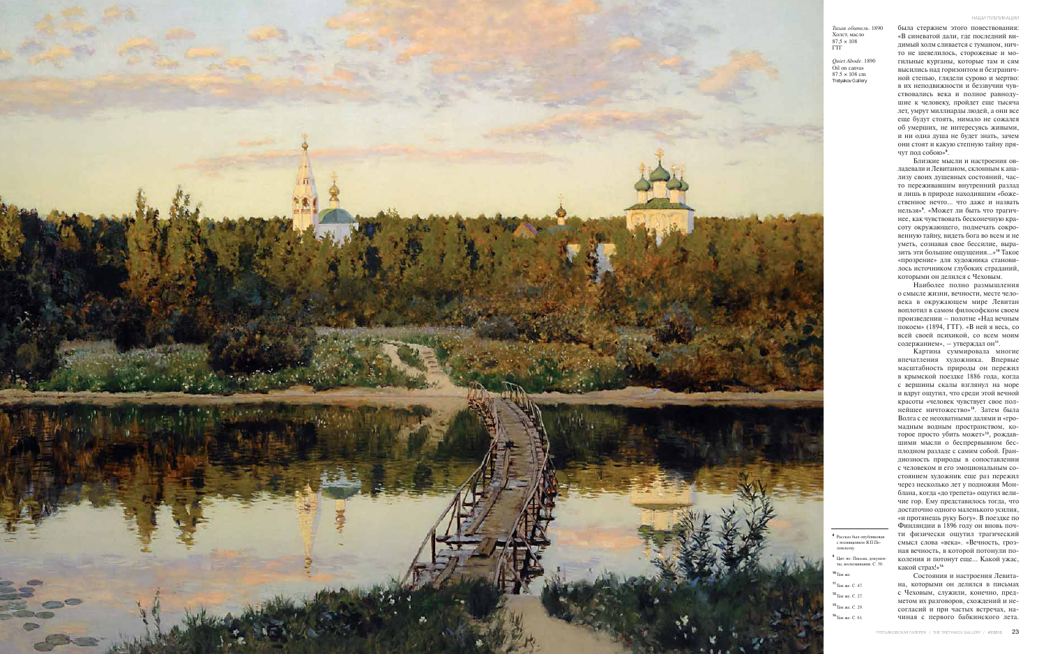*Тихая обитель*. 1890
Холст, масло
87,5 × 108
ГТГ

*Quiet Abode*. 1890
Oil on canvas
87.5 × 108 cm
Tretyakov Gallery

была стержнем этого повествования: «В синеватой дали, где последний видимый холм сливается с туманом, ничто не шевелилось, сторожевые и могильные курганы, которые там и сям высились над горизонтом и безграничной степью, глядели сурово и мертво: в их неподвижности и беззвучии чувствовались века и полное равнодушие к человеку, пройдет еще тысяча лет, умрут миллиарды людей, а они все еще будут стоять, нимало не сожалея об умерших, не интересуясь живыми, и ни одна душа не будет знать, зачем они стоят и какую степную тайну прячут под собою»[8].

Близкие мысли и настроения овладевали и Левитаном, склонным к анализу своих душевных состояний, часто переживавшим внутренний разлад и лишь в природе находившим «божественное нечто… что даже и назвать нельзя»[9]. «Может ли быть что трагичнее, как чувствовать бесконечную красоту окружающего, подмечать сокровенную тайну, видеть бога во всем и не уметь, сознавая свое бессилие, выразить эти большие ощущения…»[10] Такое «прозрение» для художника становилось источником глубоких страданий, которыми он делился с Чеховым.

Наиболее полно размышления о смысле жизни, вечности, месте человека в окружающем мире Левитан воплотил в самом философском своем произведении – полотне «Над вечным покоем» (1894, ГТГ). «В ней я весь, со всей своей психикой, со всем моим содержанием», – утверждал он[11].

Картина суммировала многие впечатления художника. Впервые масштабность природы он пережил в крымской поездке 1886 года, когда с вершины скалы взглянул на море и вдруг ощутил, что среди этой вечной красоты «человек чувствует свое полнейшее ничтожество»[12]. Затем была Волга с ее неохватными далями и «громадным водным пространством, которое просто убить может»[13], рождавшими мысли о беспрерывном бесплодном разладе с самим собой. Грандиозность природы в сопоставлении с человеком и его эмоциональным состоянием художник еще раз пережил через несколько лет у подножия Монблана, когда «до трепета» ощутил величие гор. Ему представилось тогда, что достаточно одного маленького усилия, «и протянешь руку Богу». В поездке по Финляндии в 1896 году он вновь почти физически ощутил трагический смысл слова «века». «Вечность, грозная вечность, в которой потонули поколения и потонут еще… Какой ужас, какой страх!»[14]

Состояния и настроения Левитана, которыми он делился в письмах с Чеховым, служили, конечно, предметом их разговоров, схождений и несогласий и при частых встречах, начиная с первого бабкинского лета.

---

[8] Рассказ был опубликован с посвящением Я.П. Полонскому.

[9] Цит. по: Письма, документы, воспоминания. С. 30.

[10] Там же.

[11] Там же. С. 47.

[12] Там же. С. 27.

[13] Там же. С. 29.

[14] Там же. С. 61.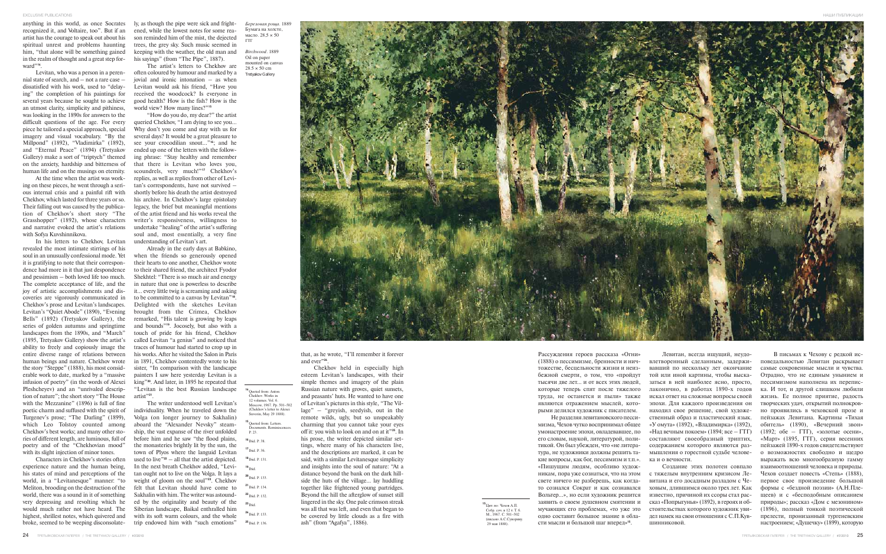anything in this world, as once Socrates recognized it, and Voltaire, too". But if an artist has the courage to speak out about his spiritual unrest and problems haunting him, "that alone will be something gained in the realm of thought and a great step forward"[14].

Levitan, who was a person in a perennial state of search, and – not a rare case – dissatisfied with his work, used to "delaying" the completion of his paintings for several years because he sought to achieve an utmost clarity, simplicity and pithiness, was looking in the 1890s for answers to the difficult questions of the age. For every piece he tailored a special approach, special imagery and visual vocabulary. "By the Millpond" (1892), "Vladimirka" (1892), and "Eternal Peace" (1894) (Tretyakov Gallery) make a sort of "triptych" themed on the anxiety, hardship and bitterness of human life and on the musings on eternity.

At the time when the artist was working on these pieces, he went through a serious internal crisis and a painful rift with Chekhov, which lasted for three years or so. Their falling out was caused by the publication of Chekhov's short story "The Grasshopper" (1892), whose characters and narrative evoked the artist's relations with Sofya Kuvshinnikova.

In his letters to Chekhov, Levitan revealed the most intimate stirrings of his soul in an unusually confessional mode. Yet it is gratifying to note that their correspondence had more in it that just despondence and pessimism – both loved life too much. The complete acceptance of life, and the joy of artistic accomplishments and discoveries are vigorously communicated in Chekhov's prose and Levitan's landscapes. Levitan's "Quiet Abode" (1890), "Evening Bells" (1892) (Tretyakov Gallery), the series of golden autumns and springtime landscapes from the 1890s, and "March" (1895, Tretyakov Gallery) show the artist's ability to freely and copiously image the entire diverse range of relations between human beings and nature. Chekhov wrote the story "Steppe" (1888), his most considerable work to date, marked by a "massive infusion of poetry" (in the words of Alexei Pleshcheyev) and an "unrivaled description of nature"; the short story "The House with the Mezzanine" (1896) is full of fine poetic charm and suffused with the spirit of Turgenev's prose; "The Darling" (1899), which Leo Tolstoy counted among Chekhov's best works; and many other stories of different length, are luminous, full of poetry and of the "Chekhovian mood" with its slight injection of minor tones.

Characters in Chekhov's stories often experience nature and the human being, his states of mind and perceptions of the world, in a "Levitanesque" manner: "to Meliton, brooding on the destruction of the world, there was a sound in it of something very depressing and revolting which he would much rather not have heard. The highest, shrillest notes, which quivered and broke, seemed to be weeping disconsolately, as though the pipe were sick and frightened, while the lowest notes for some reason reminded him of the mist, the dejected trees, the grey sky. Such music seemed in keeping with the weather, the old man and his sayings" (from "The Pipe", 1887).

The artist's letters to Chekhov are often coloured by humour and marked by a jovial and ironic intonation – as when Levitan would ask his friend, "Have you received the woodcock? Is everyone in good health? How is the fish? How is the world view? How many lines?"[15]

"How do you do, my dear?" the artist queried Chekhov, "I am dying to see you... Why don't you come and stay with us for several days? It would be a great pleasure to see your crocodilian snout..."[16]; and he ended up one of the letters with the following phrase: "Stay healthy and remember that there is Levitan who loves you, scoundrels, very much!"[17] Chekhov's replies, as well as replies from other of Levitan's correspondents, have not survived – shortly before his death the artist destroyed his archive. In Chekhov's large epistolary legacy, the brief but meaningful mentions of the artist friend and his works reveal the writer's responsiveness, willingness to undertake "healing" of the artist's suffering soul and, most essentially, a very fine understanding of Levitan's art.

Already in the early days at Babkino, when the friends so generously opened their hearts to one another, Chekhov wrote to their shared friend, the architect Fyodor Shekhtel: "There is so much air and energy in nature that one is powerless to describe it... every little twig is screaming and asking to be committed to a canvas by Levitan"[18]. Delighted with the sketches Levitan brought from the Crimea, Chekhov remarked, "His talent is growing by leaps and bounds"[19]. Jocosely, but also with a touch of pride for his friend, Chekhov called Levitan "a genius" and noticed that traces of humour had started to crop up in his works. After he visited the Salon in Paris in 1891, Chekhov contentedly wrote to his sister, "In comparison with the landscape painters I saw here yesterday Levitan is a king"[20]. And later, in 1895 he repeated that "Levitan is the best Russian landscape artist"[21].

The writer understood well Levitan's individuality. When he traveled down the Volga (on longer journey to Sakhalin) aboard the "Alexander Nevsky" steamship, the vast expanse of the river unfolded before him and he saw "the flood plains, the monasteries brightly lit by the sun, the town of Plyos where the languid Levitan used to live"[22] – all that the artist depicted. In the next breath Chekhov added, "Levitan ought not to live on the Volga. It lays a weight of gloom on the soul"[23]. Chekhov felt that Levitan should have come to Sakhalin with him. The writer was astounded by the originality and beauty of the Siberian landscape, Baikal enthralled him with its soft warm colours, and the whole trip endowed him with "such emotions" that, as he wrote, "I'll remember it forever and ever"[24].

Chekhov held in especially high esteem Levitan's landscapes, with their simple themes and imagery of the plain Russian nature with groves, quiet sunsets, and peasants' huts. He wanted to have one of Levitan's pictures in this style, "The Village" – "greyish, seedyish, out in the remote wilds, ugly, but so unspeakably charming that you cannot take your eyes off it: you wish to look on and on at it"[25]. In his prose, the writer depicted similar settings, where many of his characters live, and the descriptions are marked, it can be said, with a similar Levitanesque simplicity and insights into the soul of nature: "At a distance beyond the bank on the dark hillside the huts of the village... lay huddling together like frightened young partridges. Beyond the hill the afterglow of sunset still lingered in the sky. One pale crimson streak was all that was left, and even that began to be covered by little clouds as a fire with ash" (from "Agafya", 1886).

*Березовая роща*. 1889
Бумага на холсте, масло. 28,5 × 50
ГТГ

*Birchwood*. 1889
Oil on paper mounted on canvas
28.5 × 50 cm
Tretyakov Gallery

[14] Quoted from: Anton Chekhov. Works in 12 volumes. Vol. 6. Moscow. 1967. Pp. 501–502 (Chekhov's letter to Alexei Suvorin, May 29 1888).

[15] Quoted from: Letters. Documents. Reminiscences. P. 23.

[16] Ibid. P. 38.

[17] Ibid. P. 36.

[18] Ibid. P. 131.

[19] Ibid.

[20] Ibid. P. 133.

[21] Ibid. P. 134.

[22] Ibid. P. 132.

[23] Ibid.

[24] Ibid. P. 133.

[25] Ibid. P. 136.

Рассуждения героев рассказа «Огни» (1888) о пессимизме, бренности и ничтожестве, бесцельности жизни и неизбежной смерти, о том, что «пройдут тысячи две лет... и от всех этих людей, которые теперь спят после тяжелого труда, не останется и пыли» также являются отражением мыслей, которыми делился художник с писателем.

Не разделяя левитановского пессимизма, Чехов чутко воспринимал общее умонастроение эпохи, овладевавшее, по его словам, наукой, литературой, политикой. Он был убежден, что «не литература, не художники должны решить такие вопросы, как бог, пессимизм и т.п.». «Пишущим людям, особливо художникам, пора уже сознаться, что на этом свете ничего не разберешь, как когда-то сознался Сократ и как сознавался Вольтер...», но если художник решится заявить о своем душевном смятении и мучающих его проблемах, «то уже это одно составит большое знание в области мысли и большой шаг вперед»[15].

[15] Цит. по: Чехов А.П. Собр. соч. в 12 т. Т. 6. М., 1967. С. 501–502 (письмо А.С.Суворину. 29 мая 1888).

Левитан, всегда ищущий, неудовлетворенный сделанным, задерживавший по нескольку лет окончание той или иной картины, чтобы высказаться в ней наиболее ясно, просто, лаконично, в работах 1890-х годов искал ответ на сложные вопросы своей эпохи. Для каждого произведения он находил свое решение, свой художественный образ и пластический язык. «У омута» (1892), «Владимирка» (1892), «Над вечным покоем» (1894; все – ГТГ) составляют своеобразный триптих, содержанием которого являются размышления о горестной судьбе человека и о вечности.

Создание этих полотен совпало с тяжелым внутренним кризисом Левитана и его досадным разладом с Чеховым, длившимся около трех лет. Как известно, причиной их ссоры стал рассказ «Попрыгунья» (1892), в героях и обстоятельствах которого художник увидел намек на свои отношения с С.П.Кувшинниковой.

В письмах к Чехову с редкой исповедальностью Левитан раскрывает самые сокровенные мысли и чувства. Отрадно, что не единым унынием и пессимизмом наполнена их переписка. И тот, и другой слишком любили жизнь. Ее полное приятие, радость творческих удач, открытий полнокровно проявились в чеховской прозе и пейзажах Левитана. Картины «Тихая обитель» (1890), «Вечерний звон» (1892; обе – ГТГ), «золотые осени», «Март» (1895, ГТГ), серия весенних пейзажей 1890-х годов свидетельствуют о возможностях свободно и щедро выражать всю многообразную гамму взаимоотношений человека и природы. Чехов создает повесть «Степь» (1888), первое свое произведение большой формы с «бездной поэзии» (А.Н.Плещеев) и с «бесподобным описанием природы»; рассказ «Дом с мезонином» (1896), полный тонкой поэтической прелести, пронизанный тургеневским настроением; «Душечку» (1899), которую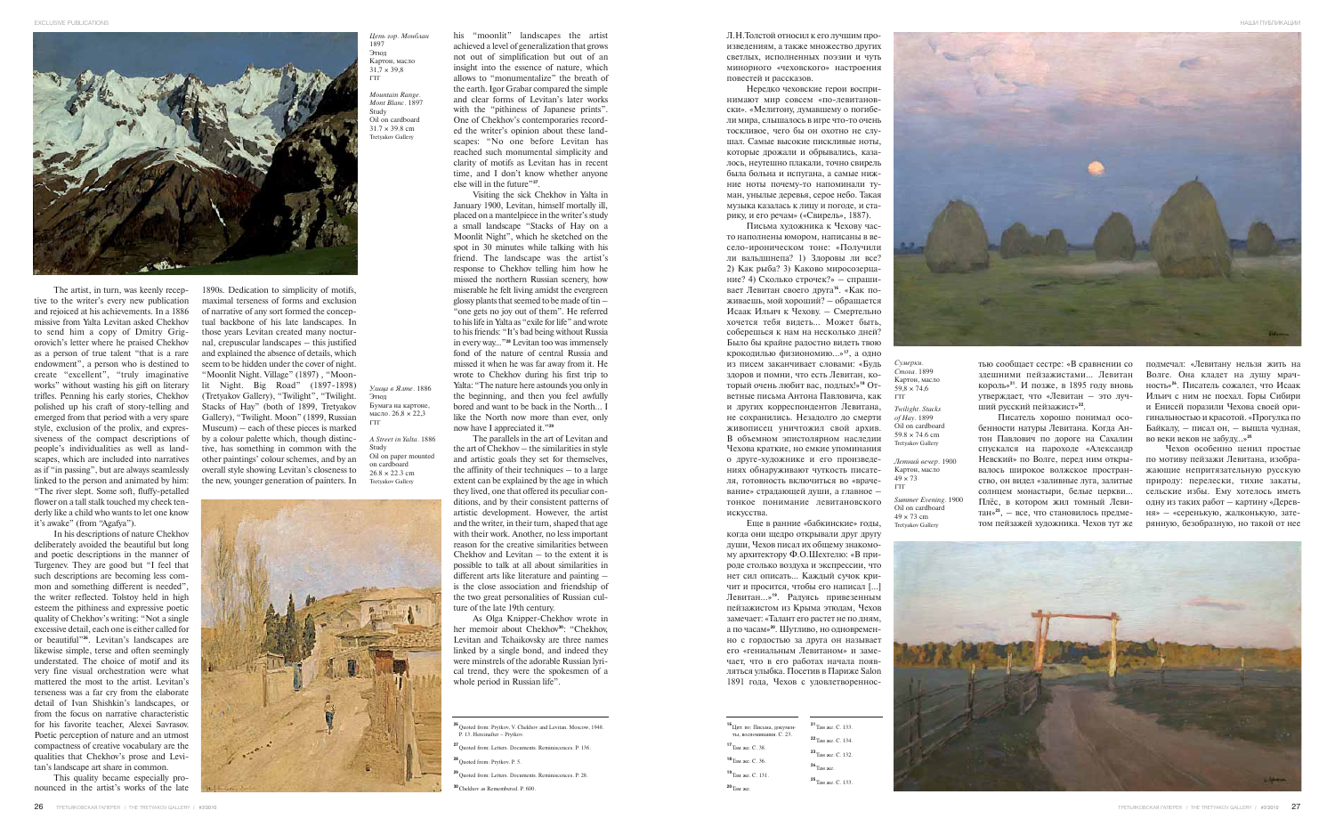The artist, in turn, was keenly receptive to the writer's every new publication and rejoiced at his achievements. In a 1886 missive from Yalta Levitan asked Chekhov to send him a copy of Dmitry Grigorovich's letter where he praised Chekhov as a person of true talent "that is a rare endowment", a person who is destined to create "excellent", "truly imaginative works" without wasting his gift on literary trifles. Penning his early stories, Chekhov polished up his craft of story-telling and emerged from that period with a very spare style, exclusion of the prolix, and expressiveness of the compact descriptions of people's individualities as well as landscapes, which are included into narratives as if "in passing", but are always seamlessly linked to the person and animated by him: "The river slept. Some soft, fluffy-petalled flower on a tall stalk touched my cheek tenderly like a child who wants to let one know it's awake" (from "Agafya").

In his descriptions of nature Chekhov deliberately avoided the beautiful but long and poetic descriptions in the manner of Turgenev. They are good but "I feel that such descriptions are becoming less common and something different is needed", the writer reflected. Tolstoy held in high esteem the pithiness and expressive poetic quality of Chekhov's writing: "Not a single excessive detail, each one is either called for or beautiful"[26]. Levitan's landscapes are likewise simple, terse and often seemingly understated. The choice of motif and its very fine visual orchestration were what mattered the most to the artist. Levitan's terseness was a far cry from the elaborate detail of Ivan Shishkin's landscapes, or from the focus on narrative characteristic for his favorite teacher, Alexei Savrasov. Poetic perception of nature and an utmost compactness of creative vocabulary are the qualities that Chekhov's prose and Levitan's landscape art share in common.

This quality became especially pronounced in the artist's works of the late 1890s. Dedication to simplicity of motifs, maximal terseness of forms and exclusion of narrative of any sort formed the conceptual backbone of his late landscapes. In those years Levitan created many nocturnal, crepuscular landscapes – this justified and explained the absence of details, which seem to be hidden under the cover of night. "Moonlit Night. Village" (1897), "Moonlit Night. Big Road" (1897-1898) (Tretyakov Gallery), "Twilight", "Twilight. Stacks of Hay" (both of 1899, Tretyakov Gallery), "Twilight. Moon" (1899, Russian Museum) – each of these pieces is marked by a colour palette which, though distinctive, has something in common with the other paintings' colour schemes, and by an overall style showing Levitan's closeness to the new, younger generation of painters. In his "moonlit" landscapes the artist achieved a level of generalization that grows not out of simplification but out of an insight into the essence of nature, which allows to "monumentalize" the breath of the earth. Igor Grabar compared the simple and clear forms of Levitan's later works with the "pithiness of Japanese prints". One of Chekhov's contemporaries recorded the writer's opinion about these landscapes: "No one before Levitan has reached such monumental simplicity and clarity of motifs as Levitan has in recent time, and I don't know whether anyone else will in the future"[27].

Visiting the sick Chekhov in Yalta in January 1900, Levitan, himself mortally ill, placed on a mantelpiece in the writer's study a small landscape "Stacks of Hay on a Moonlit Night", which he sketched on the spot in 30 minutes while talking with his friend. The landscape was the artist's response to Chekhov telling him how he missed the northern Russian scenery, how miserable he felt living amidst the evergreen glossy plants that seemed to be made of tin – "one gets no joy out of them". He referred to his life in Yalta as "exile for life" and wrote to his friends: "It's bad being without Russia in every way..."[28] Levitan too was immensely fond of the nature of central Russia and missed it when he was far away from it. He wrote to Chekhov during his first trip to Yalta: "The nature here astounds you only in the beginning, and then you feel awfully bored and want to be back in the North... I like the North now more than ever, only now have I appreciated it."[29]

The parallels in the art of Levitan and the art of Chekhov – the similarities in style and artistic goals they set for themselves, the affinity of their techniques – to a large extent can be explained by the age in which they lived, one that offered its peculiar conditions, and by their consistent patterns of artistic development. However, the artist and the writer, in their turn, shaped that age with their work. Another, no less important reason for the creative similarities between Chekhov and Levitan – to the extent it is possible to talk at all about similarities in different arts like literature and painting – is the close association and friendship of the two great personalities of Russian culture of the late 19th century.

As Olga Knipper-Chekhov wrote in her memoir about Chekhov[30]: "Chekhov, Levitan and Tchaikovsky are three names linked by a single bond, and indeed they were minstrels of the adorable Russian lyrical trend, they were the spokesmen of a whole period in Russian life".

*Цепь гор. Монблан*
1897
Этюд
Картон, масло
31,7 × 39,8
ГТГ

*Mountain Range. Mont Blanc*. 1897
Study
Oil on cardboard
31.7 × 39.8 cm
Tretyakov Gallery

*Улица в Ялте*. 1886
Этюд
Бумага на картоне, масло. 26,8 × 22,3
ГТГ

*A Street in Yalta*. 1886
Study
Oil on paper mounted on cardboard
26.8 × 22.3 cm
Tretyakov Gallery

[26] Quoted from: Prytkov, V. Chekhov and Levitan. Moscow, 1948. P. 13. Hereinafter – Prytkov.

[27] Quoted from: Letters. Documents. Reminiscences. P. 136.

[28] Quoted from: Prytkov. P. 5.

[29] Quoted from: Letters. Documents. Reminiscences. P. 28.

[30] Chekhov as Remembered. P. 600.

Л.Н.Толстой относил к его лучшим произведениям, а также множество других светлых, исполненных поэзии и чуть минорного «чеховского» настроения повестей и рассказов.

Нередко чеховские герои воспринимают мир совсем «по-левитановски». «Мелитону, думавшему о погибели мира, слышалось в игре что-то очень тоскливое, чего бы он охотно не слушал. Самые высокие писклявые ноты, которые дрожали и обрывались, казалось, неутешно плакали, точно свирель была больна и испугана, а самые нижние ноты почему-то напоминали туман, унылые деревья, серое небо. Такая музыка казалась к лицу и погоде, и старику, и его речам» («Свирель», 1887).

Письма художника к Чехову часто наполнены юмором, написаны в весело-ироническом тоне: «Получили ли вальдшнепа? 1) Здоровы ли все? 2) Как рыба? 3) Каково миросозерцание? 4) Сколько строчек?» – спрашивает Левитан своего друга[16]. «Как поживаешь, мой хороший?» – обращается Исаак Ильич к Чехову. – Смертельно хочется тебя видеть… Может быть, соберешься к нам на несколько дней? Было бы крайне радостно видеть твою крокодилью физиономию…»[17], а одно из писем заканчивает словами: «Будь здоров и помни, что есть Левитан, который очень любит вас, подлых!»[18] Ответные письма Антона Павловича, как и других корреспондентов Левитана, не сохранились. Незадолго до смерти живописец уничтожил свой архив. В объемном эпистолярном наследии Чехова краткие, но емкие упоминания о друге-художнике и его произведениях обнаруживают чуткость писателя, готовность включиться во «врачевание» страдающей души, а главное – тонкое понимание левитановского искусства.

Еще в ранние «бабкинские» годы, когда они щедро открывали друг другу души, Чехов писал их общему знакомому архитектору Ф.О.Шехтелю: «В природе столько воздуха и экспрессии, что нет сил описать... Каждый сучок кричит и просится, чтобы его написал [...] Левитан...»[19]. Радуясь привезенным пейзажистом из Крыма этюдам, Чехов замечает: «Талант его растет не по дням, а по часам»[20]. Шутливо, но одновременно с гордостью за друга он называет его «гениальным Левитаном» и замечает, что в его работах начала появляться улыбка. Посетив в Париже Salon 1891 года, Чехов с удовлетворенностью сообщает сестре: «В сравнении со здешними пейзажистами... Левитан король»[21]. И позже, в 1895 году вновь утверждает, что «Левитан – это лучший русский пейзажист»[22].

Писатель хорошо понимал особенности натуры Левитана. Когда Антон Павлович по дороге на Сахалин спускался на пароходе «Александр Невский» по Волге, перед ним открывалось широкое волжское пространство, он видел «заливные луга, залитые солнцем монастыри, белые церкви... Плёс, в котором жил томный Левитан»[23], – все, что становилось предметом пейзажей художника. Чехов тут же подмечал: «Левитану нельзя жить на Волге. Она кладет на душу мрачность»[24]. Писатель сожалел, что Исаак Ильич с ним не поехал. Горы Сибири и Енисей поразили Чехова своей оригинальностью и красотой. «Прогулка по Байкалу, – писал он, – вышла чудная, во веки веков не забуду..»[25]

Чехов особенно ценил простые по мотиву пейзажи Левитана, изображающие непритязательную русскую природу: перелески, тихие закаты, сельские избы. Ему хотелось иметь одну из таких работ – картину «Деревня» – «серенькую, жалконькую, затерянную, безобразную, но такой от нее

*Сумерки. Стога*. 1899
Картон, масло
59,8 × 74,6
ГТГ

*Twilight. Stacks of Hay*. 1899
Oil on cardboard
59.8 × 74.6 cm
Tretyakov Gallery

*Летний вечер*. 1900
Картон, масло
49 × 73
ГТГ

*Summer Evening*. 1900
Oil on cardboard
49 × 73 cm
Tretyakov Gallery

[16] Цит. по: Письма, документы, воспоминания. С. 23.

[17] Там же. С. 38.

[18] Там же. С. 36.

[19] Там же. С. 131.

[20] Там же.

[21] Там же. С. 133.

[22] Там же. С. 134.

[23] Там же. С. 132.

[24] Там же.

[25] Там же. С. 133.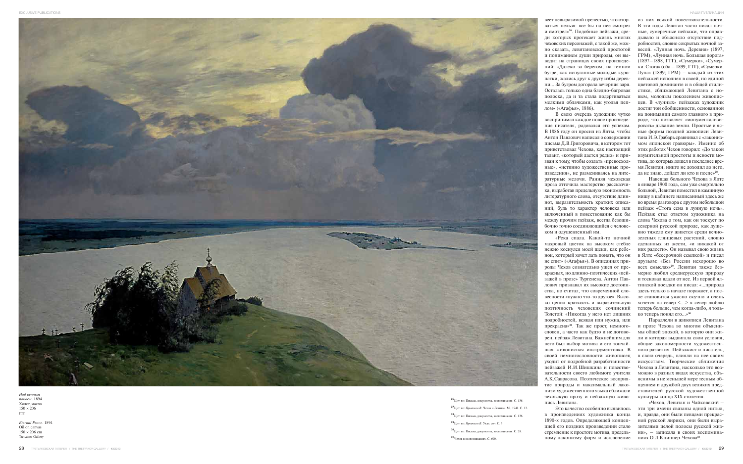*Над вечным покоем*. 1894
Холст, масло
150 × 206
ГТГ

*Eternal Peace*. 1894
Oil on canvas
150 × 206 cm
Tretyakov Gallery

веет невыразимой прелестью, что оторваться нельзя: все бы на нее смотрел и смотрел»[26]. Подобные пейзажи, среди которых протекает жизнь многих чеховских персонажей, с такой же, можно сказать, левитановской простотой и пониманием души природы, он выводит на страницах своих произведений: «Далеко за берегом, на темном бугре, как испуганные молодые куропатки, жались друг к другу избы деревни... За бугром догорала вечерняя заря. Осталась только одна бледно-багровая полоска, да и та стала подергиваться мелкими облачками, как уголья пеплом» («Агафья», 1886).

В свою очередь художник чутко воспринимал каждое новое произведение писателя, радовался его успехам. В 1886 году он просил из Ялты, чтобы Антон Павлович написал о содержании письма Д.В.Григоровича, в котором тот приветствовал Чехова, как настоящий талант, «который дается редко» и призван к тому, чтобы создать «превосходные», «истинно художественные произведения», не размениваясь на литературные мелочи. Ранняя чеховская проза отточила мастерство рассказчика, выработав предельную экономность литературного слова, отсутствие длиннот, выразительность кратких описаний, будь то характер человека или включенный в повествование как бы между прочим пейзаж, всегда безошибочно точно соединяющийся с человеком и одушевленный им.

«Река спала. Какой-то ночной махровый цветок на высоком стебле нежно коснулся моей щеки, как ребенок, который хочет дать понять, что он не спит» («Агафья»). В описаниях природы Чехов сознательно ушел от прекрасных, но длинно-поэтических «пейзажей в прозе» Тургенева. Антон Павлович признавал их высокие достоинства, но считал, что современной словесности «нужно что-то другое». Высоко ценил краткость и выразительную поэтичность чеховских сочинений Толстой: «Никогда у него нет лишних подробностей, всякая или нужна, или прекрасна»[27]. Так же прост, немногословен, а часто как будто и не договорен, пейзаж Левитана. Важнейшим для него был выбор мотива и его тончайшая живописная инструментовка. В своей немногословности живописец уходит от подробной разработанности пейзажей И.И.Шишкина и повествовательности своего любимого учителя А.К.Саврасова. Поэтическое восприятие природы и максимальный лаконизм художественного языка сближали чеховскую прозу и пейзажную живопись Левитана.

Это качество особенно выявилось в произведениях художника конца 1890-х годов. Определяющей концепцией его поздних произведений стало стремление к простоте мотива, предельному лаконизму форм и исключение из них всякой повествовательности. В эти годы Левитан часто писал ночные, сумеречные пейзажи, что оправдывало и объясняло отсутствие подробностей, словно сокрытых ночной завесой. «Лунная ночь. Деревня» (1897, ГРМ), «Лунная ночь. Большая дорога» (1897–1898, ГТГ), «Сумерки», «Сумерки. Стога» (оба – 1899, ГТГ), «Сумерки. Луна» (1899; ГРМ) – каждый из этих пейзажей исполнен в своей, но единой цветовой доминанте и в общей стилистике, сближающей Левитана с новым, молодым поколением живописцев. В «лунных» пейзажах художник достиг той обобщенности, основанной на понимании самого главного в природе, что позволяет «монументализировать» дыхание земли. Простые и ясные формы поздней живописи Левитана И.Э.Грабарь сравнивал с «лаконизмом японской гравюры». Именно об этих работах Чехов говорил: «До такой изумительной простоты и ясности мотива, до которых дошел в последнее время Левитан, никто не доходил до него, да не знаю, дойдет ли кто и после»[28].

Навещая больного Чехова в Ялте в январе 1900 года, сам уже смертельно больной, Левитан поместил в каминную нишу в кабинете написанный здесь же во время разговора с другом небольшой пейзаж «Стога сена в лунную ночь». Пейзаж стал ответом художника на слова Чехова о том, как он тоскует по северной русской природе, как душевно тяжело ему живется среди вечнозеленых глянцевых растений, словно сделанных из жести, «и никакой от них радости». Он называл свою жизнь в Ялте «бессрочной ссылкой» и писал друзьям: «Без России нехорошо во всех смыслах»[29]. Левитан также безмерно любил среднерусскую природу и тосковал вдали от нее. Из первой ялтинской поездки он писал: «...природа здесь только в начале поражает, а после становится ужасно скучно и очень хочется на север <...> я север люблю теперь больше, чем когда-либо, я только теперь понял его...»[30]

Параллели в живописи Левитана и прозе Чехова во многом объяснимы общей эпохой, в которую они жили и которая выдвигала свои условия, общие закономерности художественного развития. Пейзажист и писатель, в свою очередь, влияли на нее своим искусством. Творческие сближения Чехова и Левитана, насколько это возможно в разных видах искусства, объяснимы в не меньшей мере тесным общением и дружбой двух великих представителей русской художественной культуры конца XIX столетия.

«Чехов, Левитан и Чайковский – эти три имени связаны одной нитью, и, правда, они были певцами прекрасной русской лирики, они были выразителями целой полосы русской жизни», – записала в своих воспоминаниях О.Л.Книппер-Чехова[31].

---

[26] Цит. по: Письма, документы, воспоминания. С. 136.

[27] Цит. по: *Пругавин В.* Чехов и Левитан. М., 1948. С. 13.

[28] Цит. по: Письма, документы, воспоминания. С. 136.

[29] Цит. по: *Пругавин В.* Указ. соч. С. 5.

[30] Цит. по: Письма, документы, воспоминания. С. 28.

[31] Чехов в воспоминаниях. С. 600.